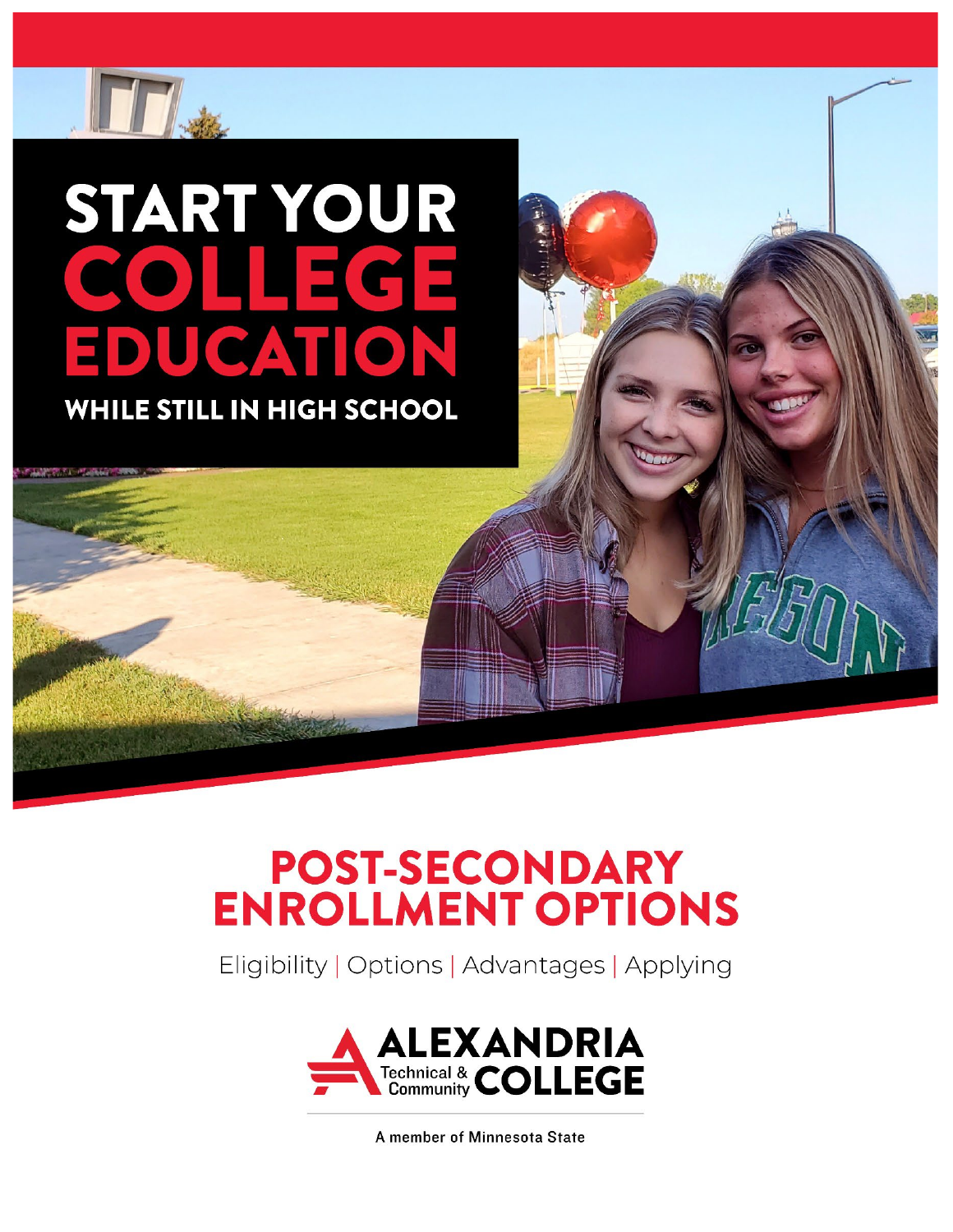# START YOUR COLLEGE EDUCATION

## WHILE STILL IN HIGH SCHOOL

# POST-SECONDARY ENROLLMENT OPTIONS

Eligibility | Options | Advantages | Applying

ALEXANDRIA Technical & Community COLLEGE

A member of Minnesota State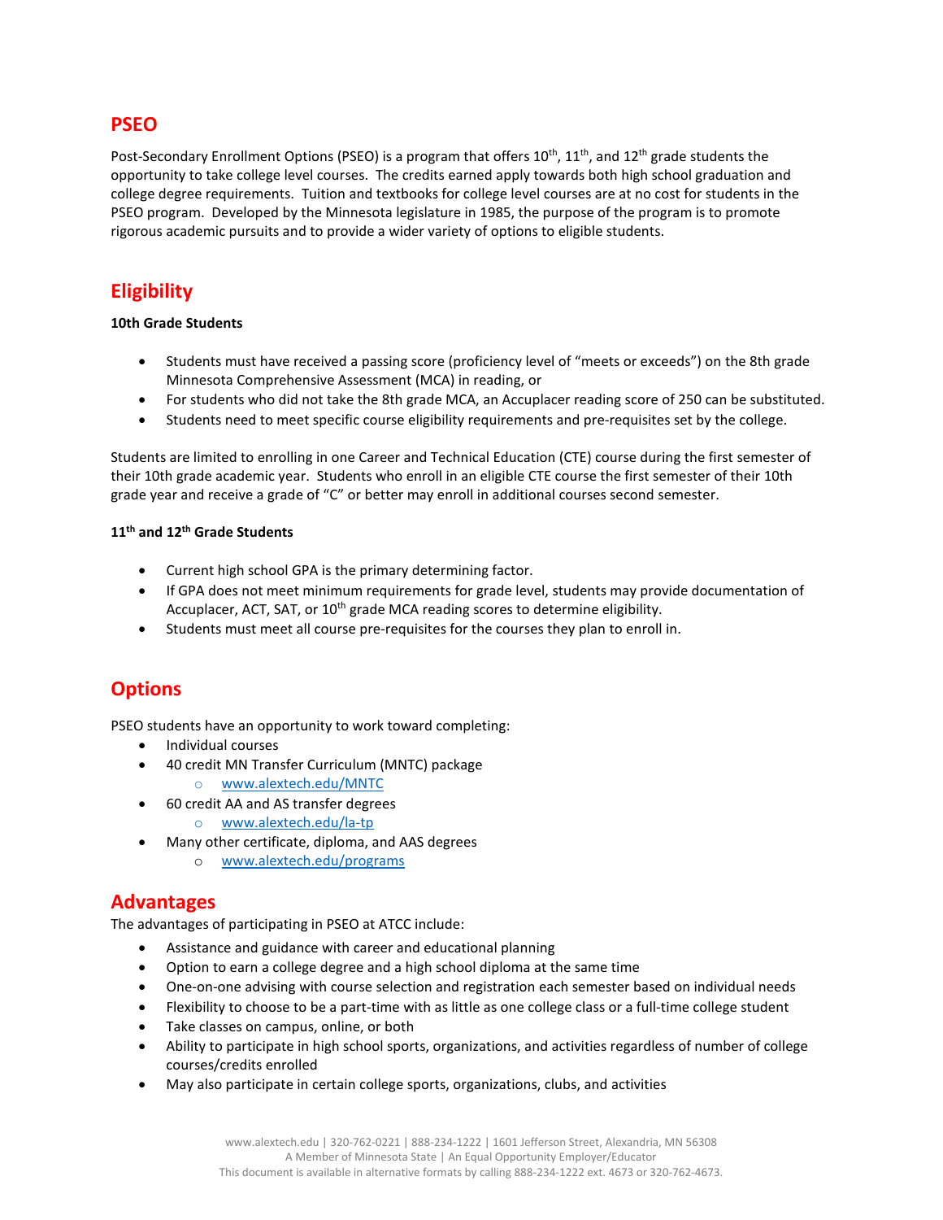## PSEO

Post-Secondary Enrollment Options (PSEO) is a program that offers 10th, 11th, and 12th grade students the opportunity to take college level courses. The credits earned apply towards both high school graduation and college degree requirements. Tuition and textbooks for college level courses are at no cost for students in the PSEO program. Developed by the Minnesota legislature in 1985, the purpose of the program is to promote rigorous academic pursuits and to provide a wider variety of options to eligible students.

## Eligibility

**10th Grade Students**

- Students must have received a passing score (proficiency level of "meets or exceeds") on the 8th grade Minnesota Comprehensive Assessment (MCA) in reading, or
- For students who did not take the 8th grade MCA, an Accuplacer reading score of 250 can be substituted.
- Students need to meet specific course eligibility requirements and pre-requisites set by the college.

Students are limited to enrolling in one Career and Technical Education (CTE) course during the first semester of their 10th grade academic year. Students who enroll in an eligible CTE course the first semester of their 10th grade year and receive a grade of "C" or better may enroll in additional courses second semester.

**11th and 12th Grade Students**

- Current high school GPA is the primary determining factor.
- If GPA does not meet minimum requirements for grade level, students may provide documentation of Accuplacer, ACT, SAT, or 10th grade MCA reading scores to determine eligibility.
- Students must meet all course pre-requisites for the courses they plan to enroll in.

## Options

PSEO students have an opportunity to work toward completing:

- Individual courses
- 40 credit MN Transfer Curriculum (MNTC) package
  - www.alextech.edu/MNTC
- 60 credit AA and AS transfer degrees
  - www.alextech.edu/la-tp
- Many other certificate, diploma, and AAS degrees
  - www.alextech.edu/programs

## Advantages

The advantages of participating in PSEO at ATCC include:

- Assistance and guidance with career and educational planning
- Option to earn a college degree and a high school diploma at the same time
- One-on-one advising with course selection and registration each semester based on individual needs
- Flexibility to choose to be a part-time with as little as one college class or a full-time college student
- Take classes on campus, online, or both
- Ability to participate in high school sports, organizations, and activities regardless of number of college courses/credits enrolled
- May also participate in certain college sports, organizations, clubs, and activities

www.alextech.edu | 320-762-0221 | 888-234-1222 | 1601 Jefferson Street, Alexandria, MN 56308
A Member of Minnesota State | An Equal Opportunity Employer/Educator
This document is available in alternative formats by calling 888-234-1222 ext. 4673 or 320-762-4673.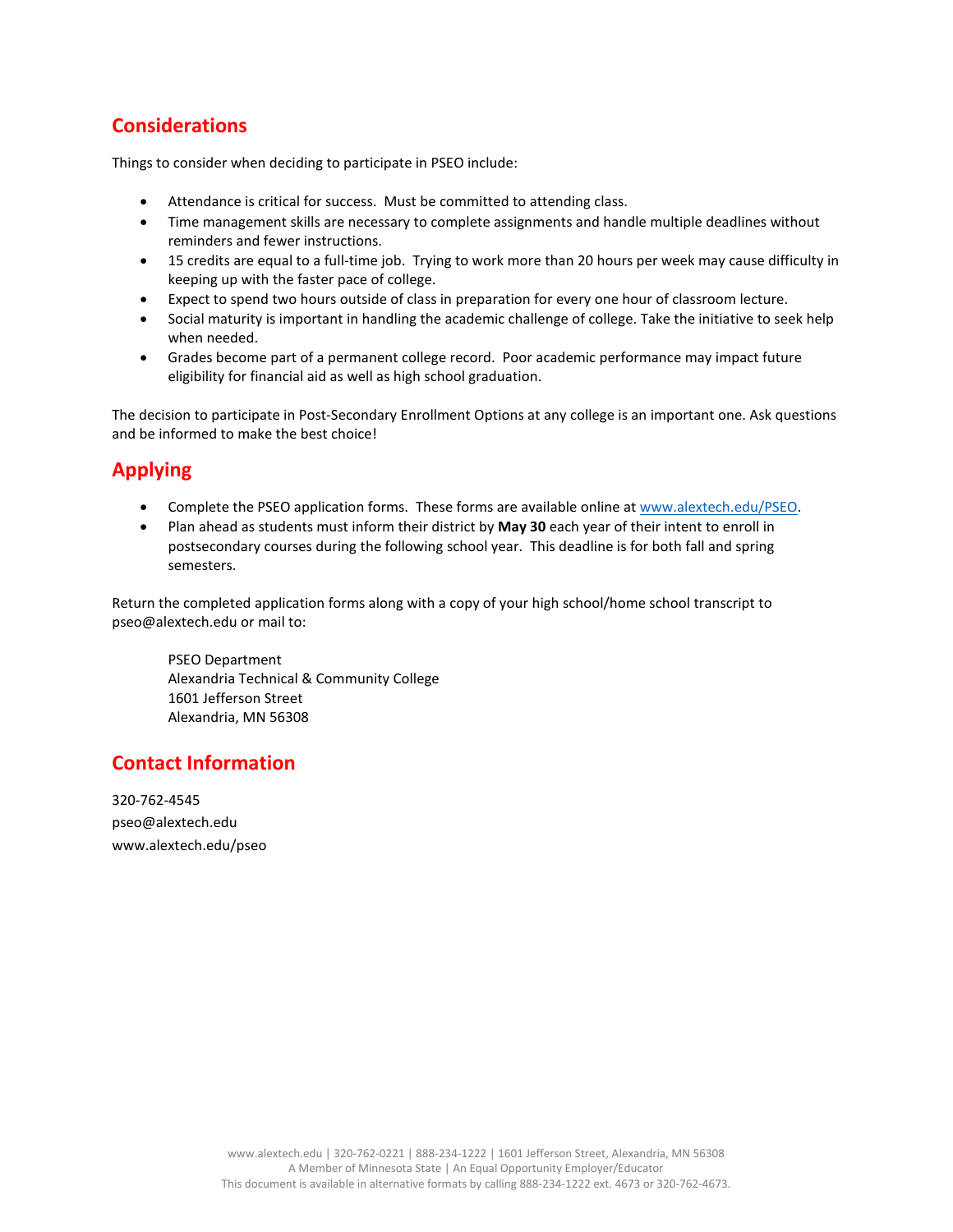## Considerations

Things to consider when deciding to participate in PSEO include:

- Attendance is critical for success. Must be committed to attending class.
- Time management skills are necessary to complete assignments and handle multiple deadlines without reminders and fewer instructions.
- 15 credits are equal to a full-time job. Trying to work more than 20 hours per week may cause difficulty in keeping up with the faster pace of college.
- Expect to spend two hours outside of class in preparation for every one hour of classroom lecture.
- Social maturity is important in handling the academic challenge of college. Take the initiative to seek help when needed.
- Grades become part of a permanent college record. Poor academic performance may impact future eligibility for financial aid as well as high school graduation.

The decision to participate in Post-Secondary Enrollment Options at any college is an important one. Ask questions and be informed to make the best choice!

## Applying

- Complete the PSEO application forms. These forms are available online at [www.alextech.edu/PSEO](www.alextech.edu/PSEO).
- Plan ahead as students must inform their district by **May 30** each year of their intent to enroll in postsecondary courses during the following school year. This deadline is for both fall and spring semesters.

Return the completed application forms along with a copy of your high school/home school transcript to pseo@alextech.edu or mail to:

PSEO Department
Alexandria Technical & Community College
1601 Jefferson Street
Alexandria, MN 56308

## Contact Information

320-762-4545
pseo@alextech.edu
www.alextech.edu/pseo